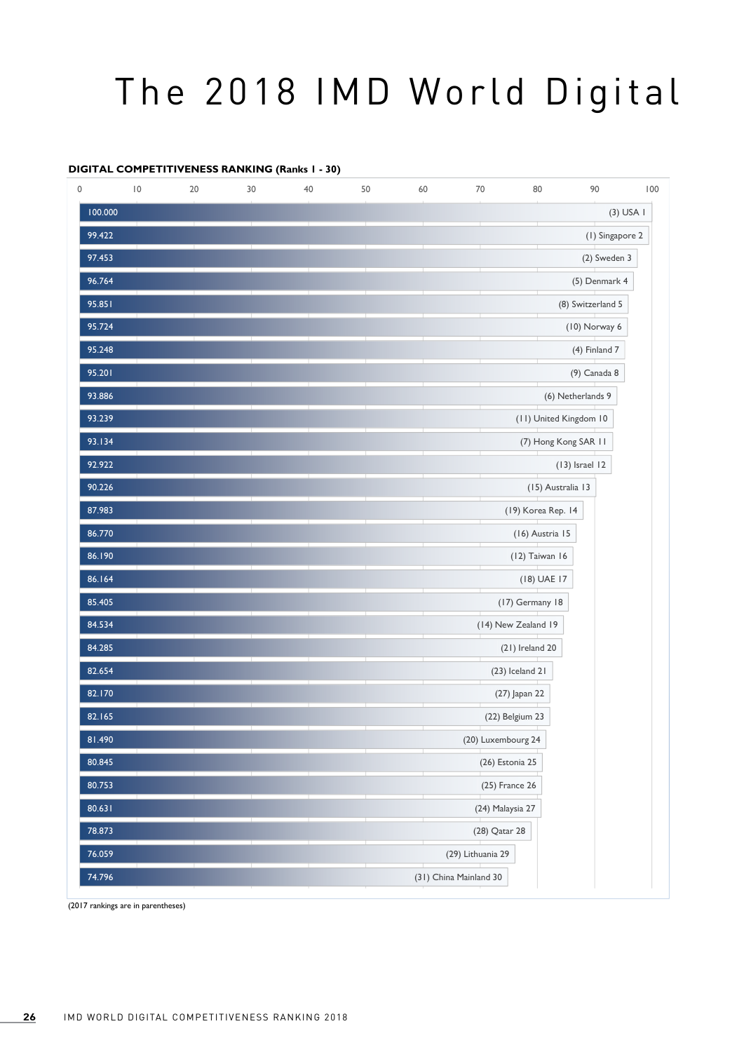# The 2018 IMD World Digital

**DIGITAL COMPETITIVENESS RANKING (Ranks 1 - 30)**

| Score | Country (2017 rank) 2018 rank |
|---|---|
| 100.000 | (3) USA 1 |
| 99.422 | (1) Singapore 2 |
| 97.453 | (2) Sweden 3 |
| 96.764 | (5) Denmark 4 |
| 95.851 | (8) Switzerland 5 |
| 95.724 | (10) Norway 6 |
| 95.248 | (4) Finland 7 |
| 95.201 | (9) Canada 8 |
| 93.886 | (6) Netherlands 9 |
| 93.239 | (11) United Kingdom 10 |
| 93.134 | (7) Hong Kong SAR 11 |
| 92.922 | (13) Israel 12 |
| 90.226 | (15) Australia 13 |
| 87.983 | (19) Korea Rep. 14 |
| 86.770 | (16) Austria 15 |
| 86.190 | (12) Taiwan 16 |
| 86.164 | (18) UAE 17 |
| 85.405 | (17) Germany 18 |
| 84.534 | (14) New Zealand 19 |
| 84.285 | (21) Ireland 20 |
| 82.654 | (23) Iceland 21 |
| 82.170 | (27) Japan 22 |
| 82.165 | (22) Belgium 23 |
| 81.490 | (20) Luxembourg 24 |
| 80.845 | (26) Estonia 25 |
| 80.753 | (25) France 26 |
| 80.631 | (24) Malaysia 27 |
| 78.873 | (28) Qatar 28 |
| 76.059 | (29) Lithuania 29 |
| 74.796 | (31) China Mainland 30 |

(2017 rankings are in parentheses)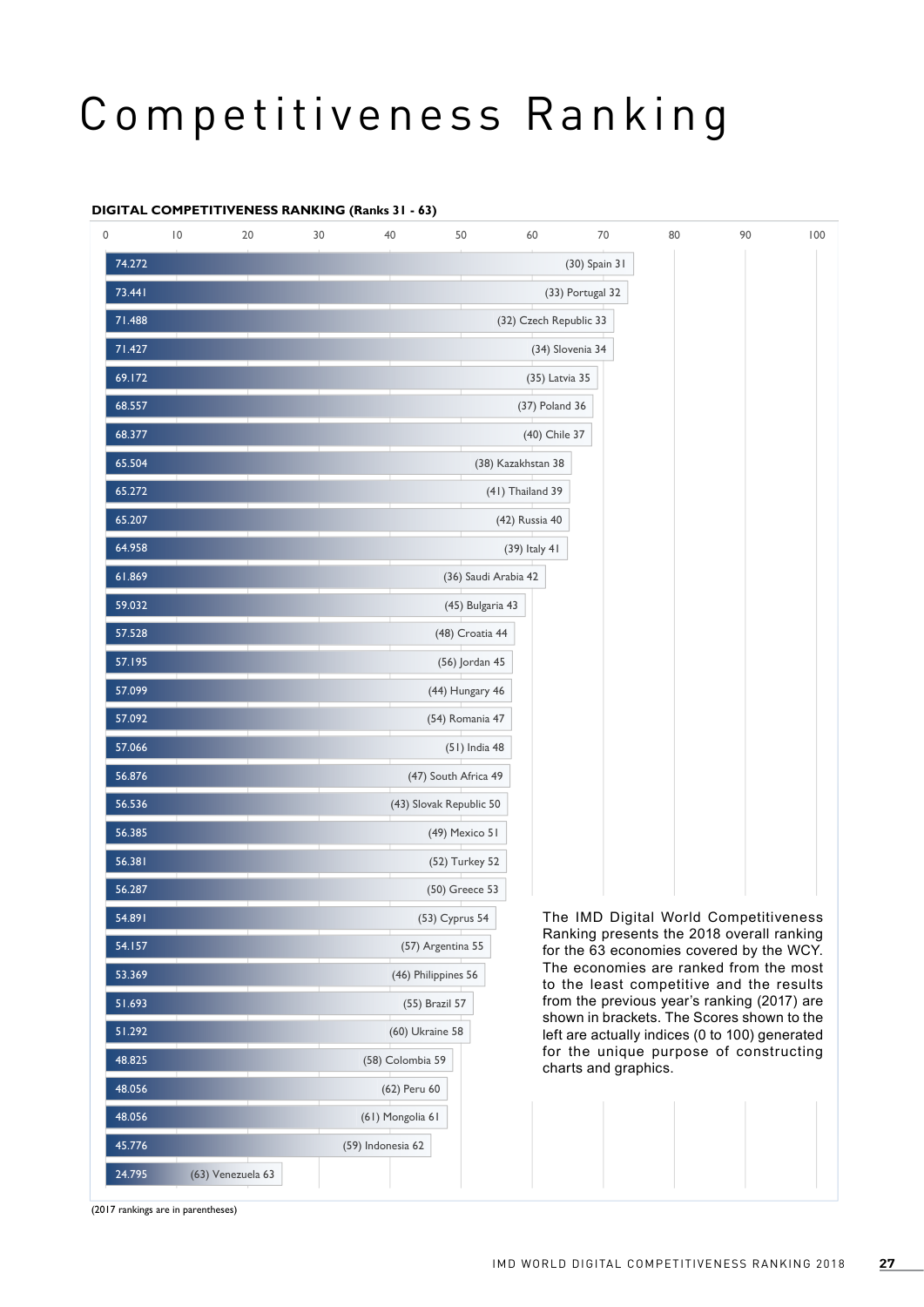# Competitiveness Ranking

**DIGITAL COMPETITIVENESS RANKING (Ranks 31 - 63)**

0 10 20 30 40 50 60 70 80 90 100

74.272 (30) Spain 31
73.441 (33) Portugal 32
71.488 (32) Czech Republic 33
71.427 (34) Slovenia 34
69.172 (35) Latvia 35
68.557 (37) Poland 36
68.377 (40) Chile 37
65.504 (38) Kazakhstan 38
65.272 (41) Thailand 39
65.207 (42) Russia 40
64.958 (39) Italy 41
61.869 (36) Saudi Arabia 42
59.032 (45) Bulgaria 43
57.528 (48) Croatia 44
57.195 (56) Jordan 45
57.099 (44) Hungary 46
57.092 (54) Romania 47
57.066 (51) India 48
56.876 (47) South Africa 49
56.536 (43) Slovak Republic 50
56.385 (49) Mexico 51
56.381 (52) Turkey 52
56.287 (50) Greece 53
54.891 (53) Cyprus 54
54.157 (57) Argentina 55
53.369 (46) Philippines 56
51.693 (55) Brazil 57
51.292 (60) Ukraine 58
48.825 (58) Colombia 59
48.056 (62) Peru 60
48.056 (61) Mongolia 61
45.776 (59) Indonesia 62
24.795 (63) Venezuela 63

The IMD Digital World Competitiveness Ranking presents the 2018 overall ranking for the 63 economies covered by the WCY. The economies are ranked from the most to the least competitive and the results from the previous year's ranking (2017) are shown in brackets. The Scores shown to the left are actually indices (0 to 100) generated for the unique purpose of constructing charts and graphics.

(2017 rankings are in parentheses)